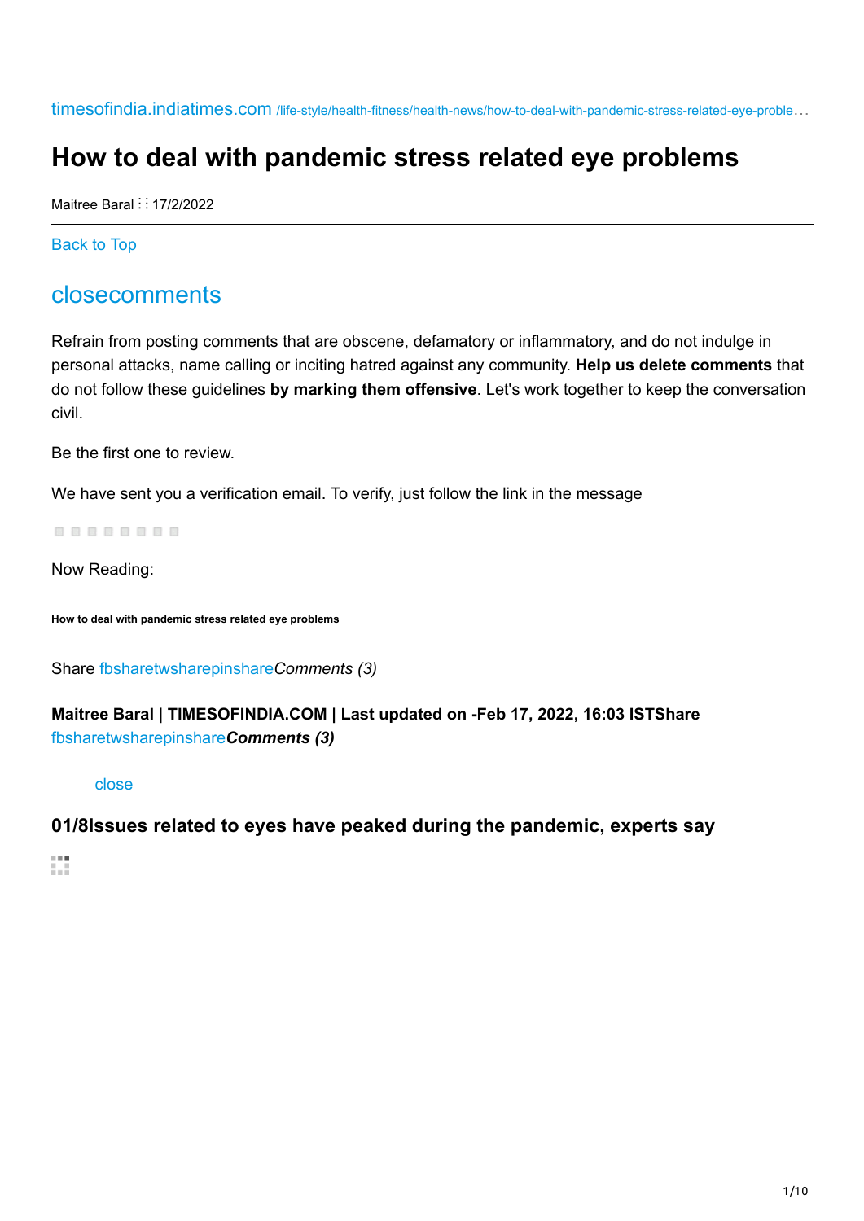timesofindia.indiatimes.com /life-style/health-fitness/health-news/how-to-deal-with-pandemic-stress-related-eye-proble…

# How to deal with pandemic stress related eye problems

Maitree Baral ⋮⋮ 17/2/2022

Back to Top

## closecomments

Refrain from posting comments that are obscene, defamatory or inflammatory, and do not indulge in personal attacks, name calling or inciting hatred against any community. **Help us delete comments** that do not follow these guidelines **by marking them offensive**. Let's work together to keep the conversation civil.

Be the first one to review.

We have sent you a verification email. To verify, just follow the link in the message

Now Reading:

###### How to deal with pandemic stress related eye problems

Share fbsharetwsharepinshare*Comments (3)*

**Maitree Baral | TIMESOFINDIA.COM | Last updated on -Feb 17, 2022, 16:03 ISTShare** fbsharetwsharepinshare***Comments (3)***

close

### 01/8Issues related to eyes have peaked during the pandemic, experts say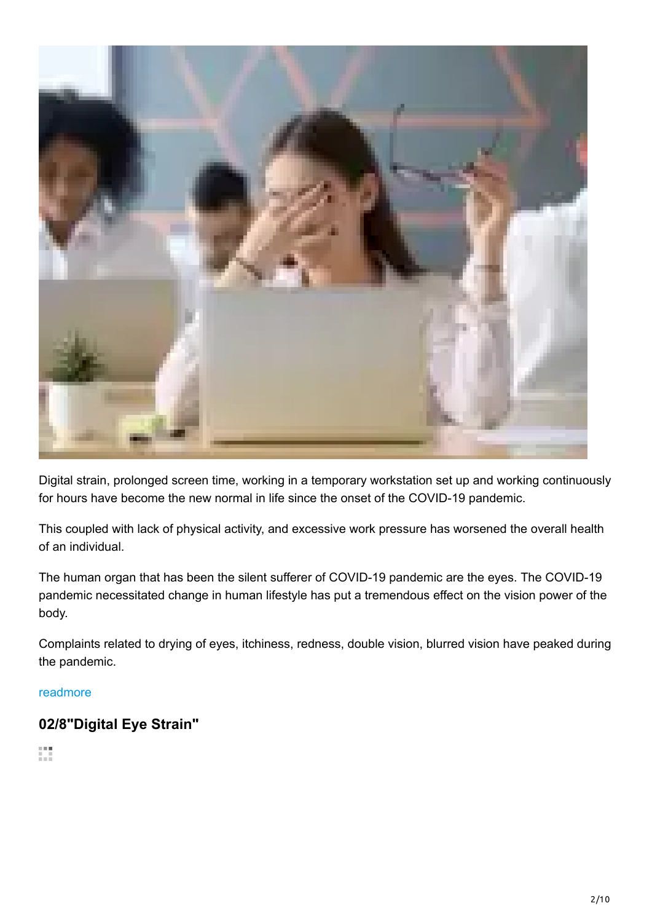Digital strain, prolonged screen time, working in a temporary workstation set up and working continuously for hours have become the new normal in life since the onset of the COVID-19 pandemic.

This coupled with lack of physical activity, and excessive work pressure has worsened the overall health of an individual.

The human organ that has been the silent sufferer of COVID-19 pandemic are the eyes. The COVID-19 pandemic necessitated change in human lifestyle has put a tremendous effect on the vision power of the body.

Complaints related to drying of eyes, itchiness, redness, double vision, blurred vision have peaked during the pandemic.

readmore

### 02/8"Digital Eye Strain"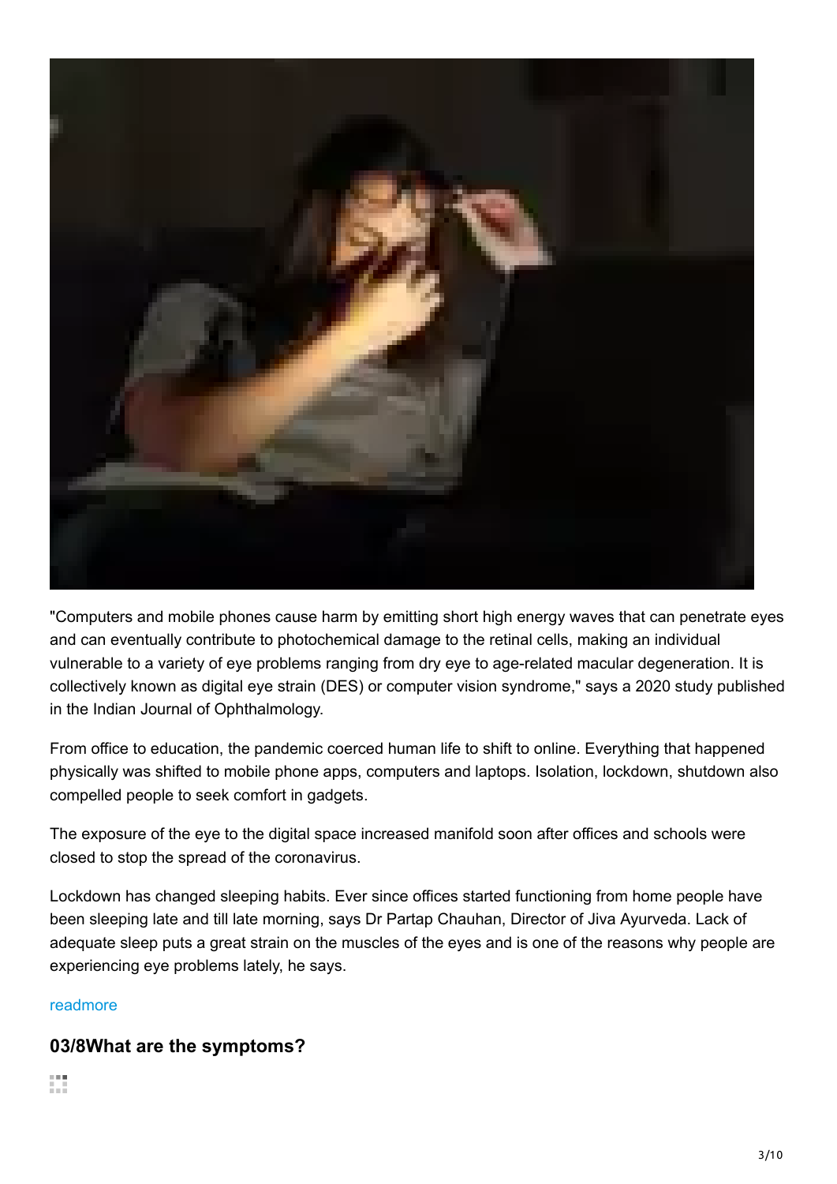"Computers and mobile phones cause harm by emitting short high energy waves that can penetrate eyes and can eventually contribute to photochemical damage to the retinal cells, making an individual vulnerable to a variety of eye problems ranging from dry eye to age-related macular degeneration. It is collectively known as digital eye strain (DES) or computer vision syndrome," says a 2020 study published in the Indian Journal of Ophthalmology.

From office to education, the pandemic coerced human life to shift to online. Everything that happened physically was shifted to mobile phone apps, computers and laptops. Isolation, lockdown, shutdown also compelled people to seek comfort in gadgets.

The exposure of the eye to the digital space increased manifold soon after offices and schools were closed to stop the spread of the coronavirus.

Lockdown has changed sleeping habits. Ever since offices started functioning from home people have been sleeping late and till late morning, says Dr Partap Chauhan, Director of Jiva Ayurveda. Lack of adequate sleep puts a great strain on the muscles of the eyes and is one of the reasons why people are experiencing eye problems lately, he says.

readmore

## 03/8What are the symptoms?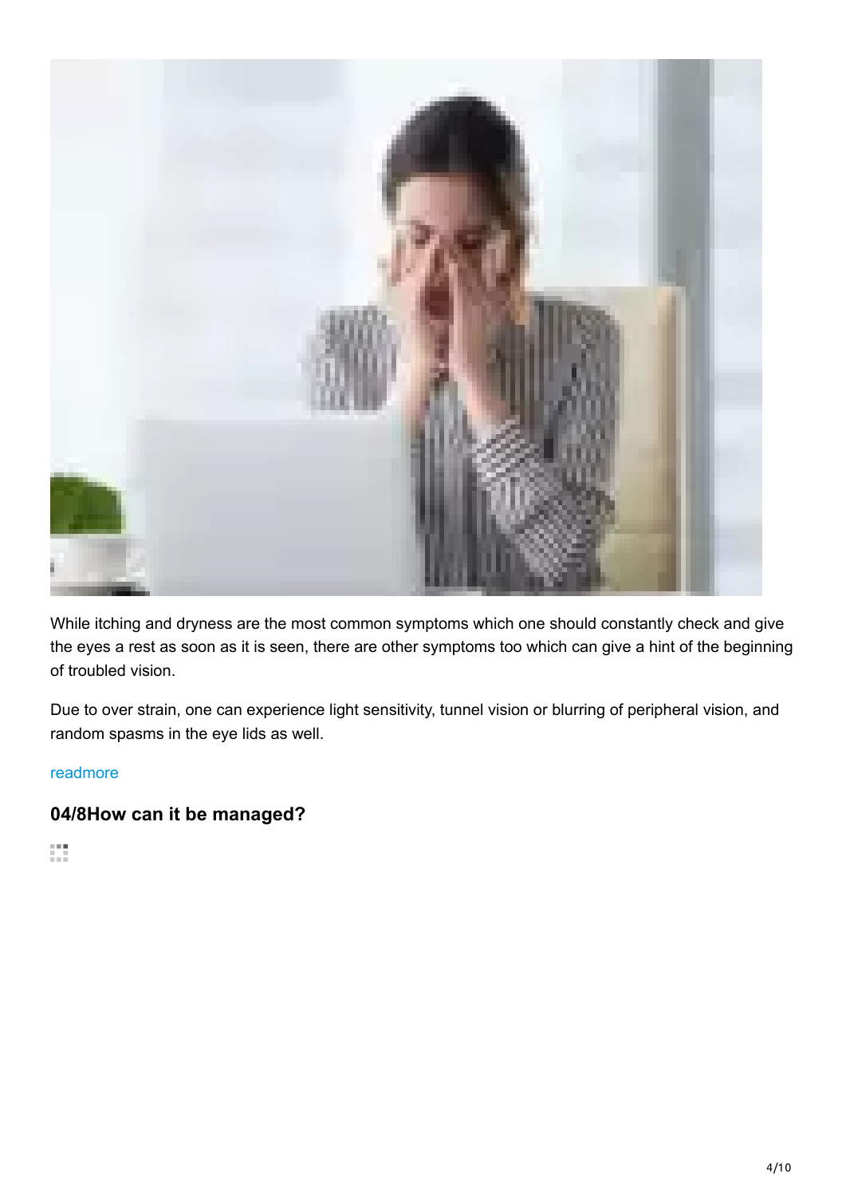While itching and dryness are the most common symptoms which one should constantly check and give the eyes a rest as soon as it is seen, there are other symptoms too which can give a hint of the beginning of troubled vision.

Due to over strain, one can experience light sensitivity, tunnel vision or blurring of peripheral vision, and random spasms in the eye lids as well.

readmore

## 04/8How can it be managed?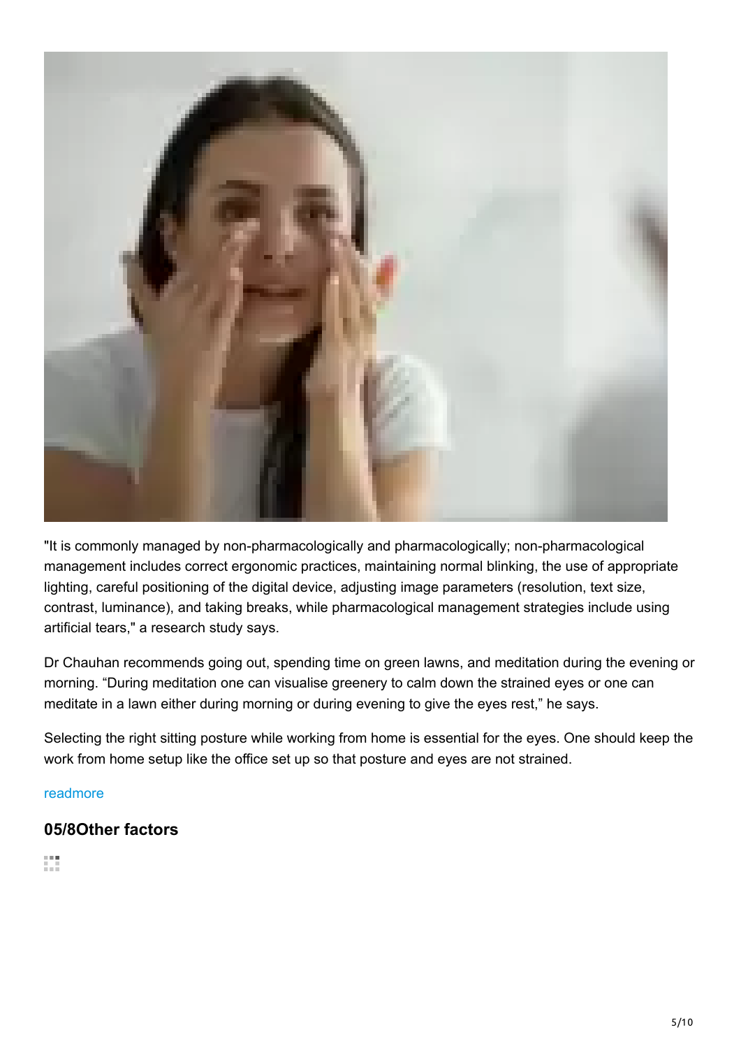"It is commonly managed by non-pharmacologically and pharmacologically; non-pharmacological management includes correct ergonomic practices, maintaining normal blinking, the use of appropriate lighting, careful positioning of the digital device, adjusting image parameters (resolution, text size, contrast, luminance), and taking breaks, while pharmacological management strategies include using artificial tears," a research study says.

Dr Chauhan recommends going out, spending time on green lawns, and meditation during the evening or morning. "During meditation one can visualise greenery to calm down the strained eyes or one can meditate in a lawn either during morning or during evening to give the eyes rest," he says.

Selecting the right sitting posture while working from home is essential for the eyes. One should keep the work from home setup like the office set up so that posture and eyes are not strained.

readmore

## 05/8Other factors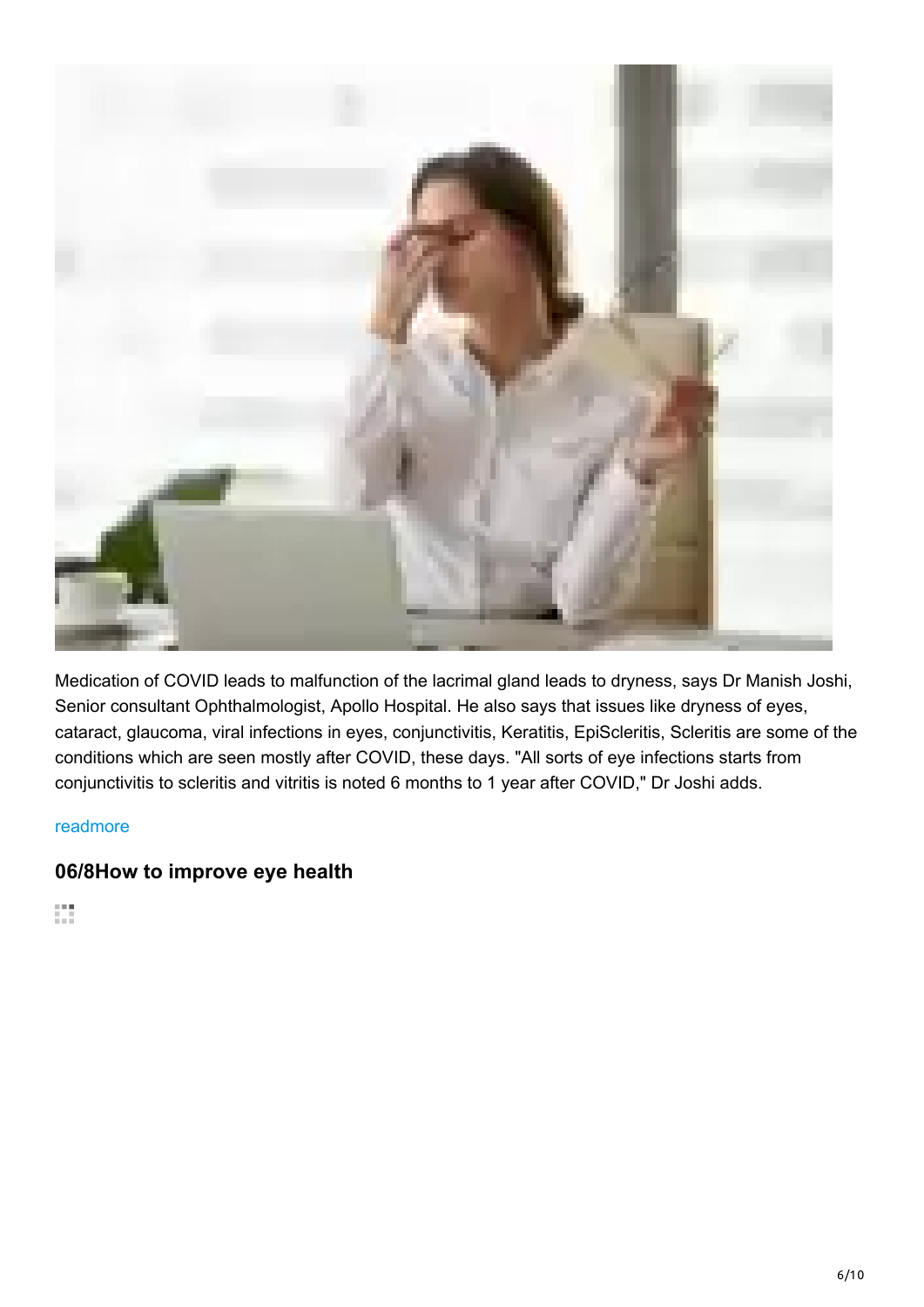Medication of COVID leads to malfunction of the lacrimal gland leads to dryness, says Dr Manish Joshi, Senior consultant Ophthalmologist, Apollo Hospital. He also says that issues like dryness of eyes, cataract, glaucoma, viral infections in eyes, conjunctivitis, Keratitis, EpiScleritis, Scleritis are some of the conditions which are seen mostly after COVID, these days. "All sorts of eye infections starts from conjunctivitis to scleritis and vitritis is noted 6 months to 1 year after COVID," Dr Joshi adds.

readmore

### 06/8How to improve eye health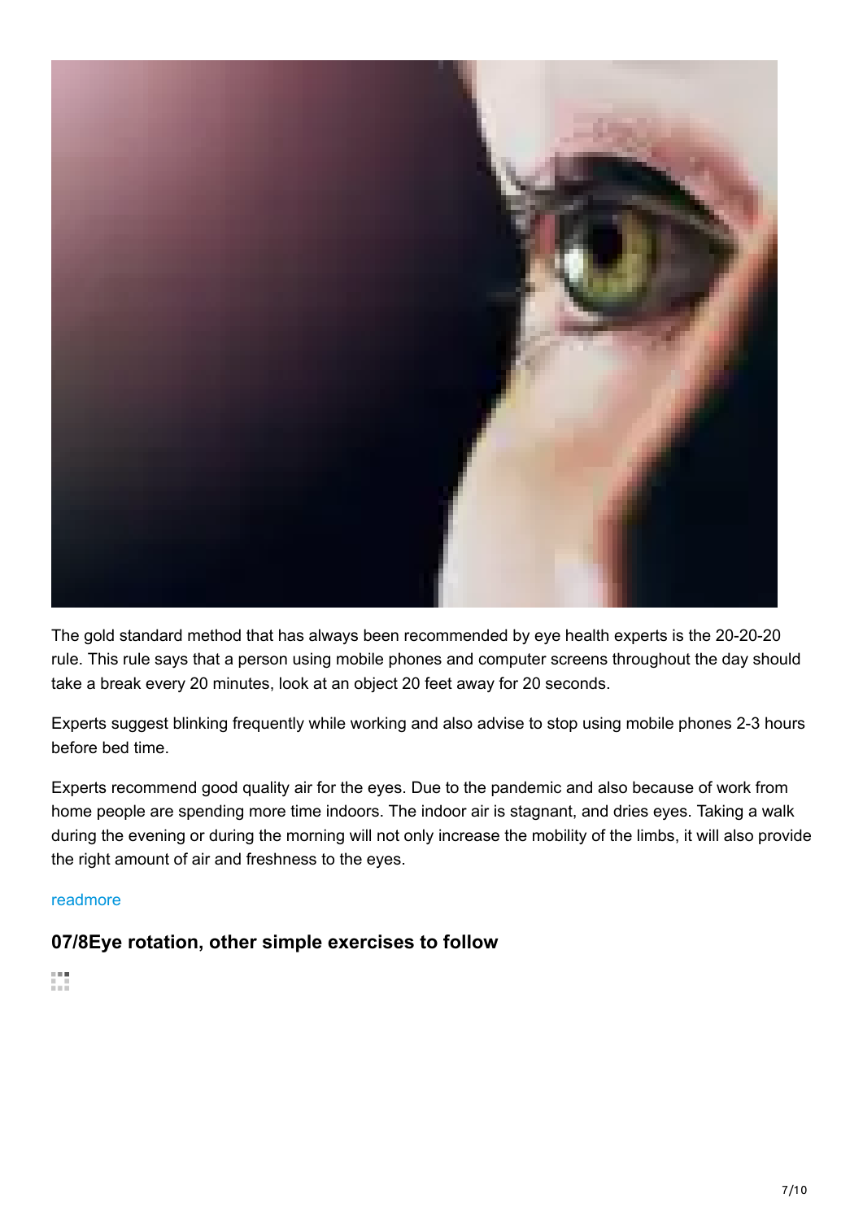The gold standard method that has always been recommended by eye health experts is the 20-20-20 rule. This rule says that a person using mobile phones and computer screens throughout the day should take a break every 20 minutes, look at an object 20 feet away for 20 seconds.

Experts suggest blinking frequently while working and also advise to stop using mobile phones 2-3 hours before bed time.

Experts recommend good quality air for the eyes. Due to the pandemic and also because of work from home people are spending more time indoors. The indoor air is stagnant, and dries eyes. Taking a walk during the evening or during the morning will not only increase the mobility of the limbs, it will also provide the right amount of air and freshness to the eyes.

readmore

### 07/8Eye rotation, other simple exercises to follow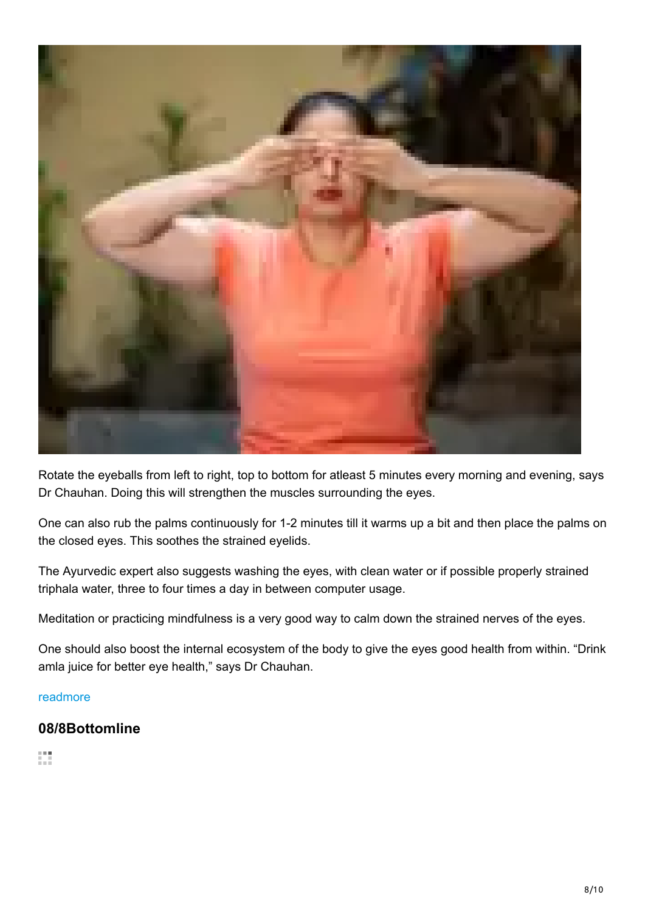Rotate the eyeballs from left to right, top to bottom for atleast 5 minutes every morning and evening, says Dr Chauhan. Doing this will strengthen the muscles surrounding the eyes.

One can also rub the palms continuously for 1-2 minutes till it warms up a bit and then place the palms on the closed eyes. This soothes the strained eyelids.

The Ayurvedic expert also suggests washing the eyes, with clean water or if possible properly strained triphala water, three to four times a day in between computer usage.

Meditation or practicing mindfulness is a very good way to calm down the strained nerves of the eyes.

One should also boost the internal ecosystem of the body to give the eyes good health from within. “Drink amla juice for better eye health,” says Dr Chauhan.

readmore

### 08/8Bottomline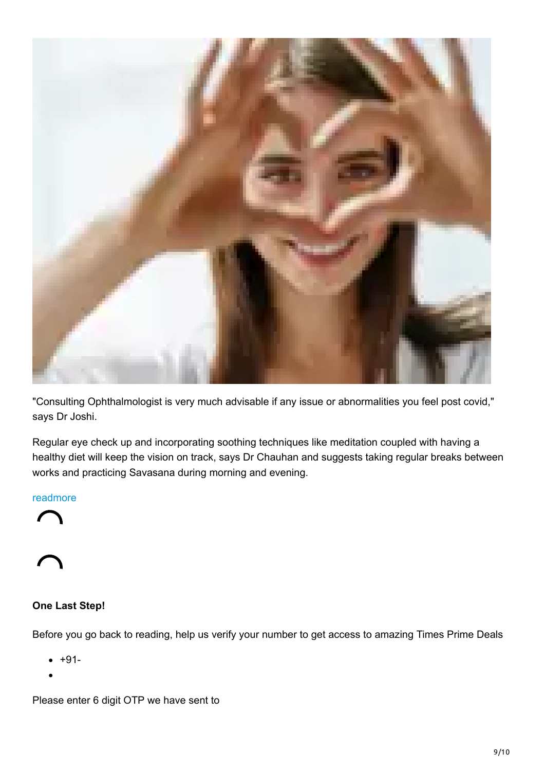"Consulting Ophthalmologist is very much advisable if any issue or abnormalities you feel post covid," says Dr Joshi.

Regular eye check up and incorporating soothing techniques like meditation coupled with having a healthy diet will keep the vision on track, says Dr Chauhan and suggests taking regular breaks between works and practicing Savasana during morning and evening.

readmore

**One Last Step!**

Before you go back to reading, help us verify your number to get access to amazing Times Prime Deals

- +91-
- 

Please enter 6 digit OTP we have sent to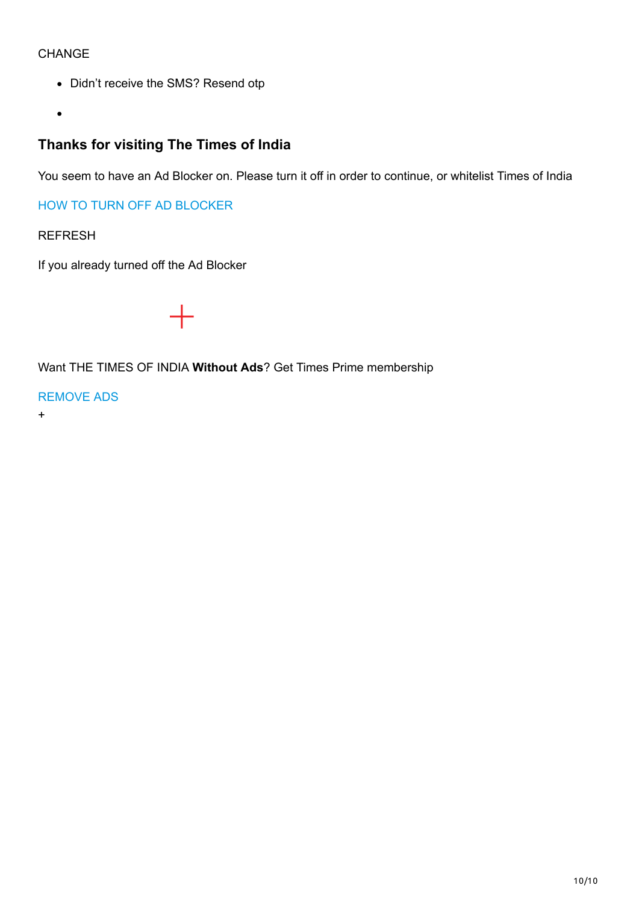CHANGE

- Didn’t receive the SMS? Resend otp
- 

### Thanks for visiting The Times of India

You seem to have an Ad Blocker on. Please turn it off in order to continue, or whitelist Times of India

HOW TO TURN OFF AD BLOCKER

REFRESH

If you already turned off the Ad Blocker

Want THE TIMES OF INDIA **Without Ads**? Get Times Prime membership

REMOVE ADS

+